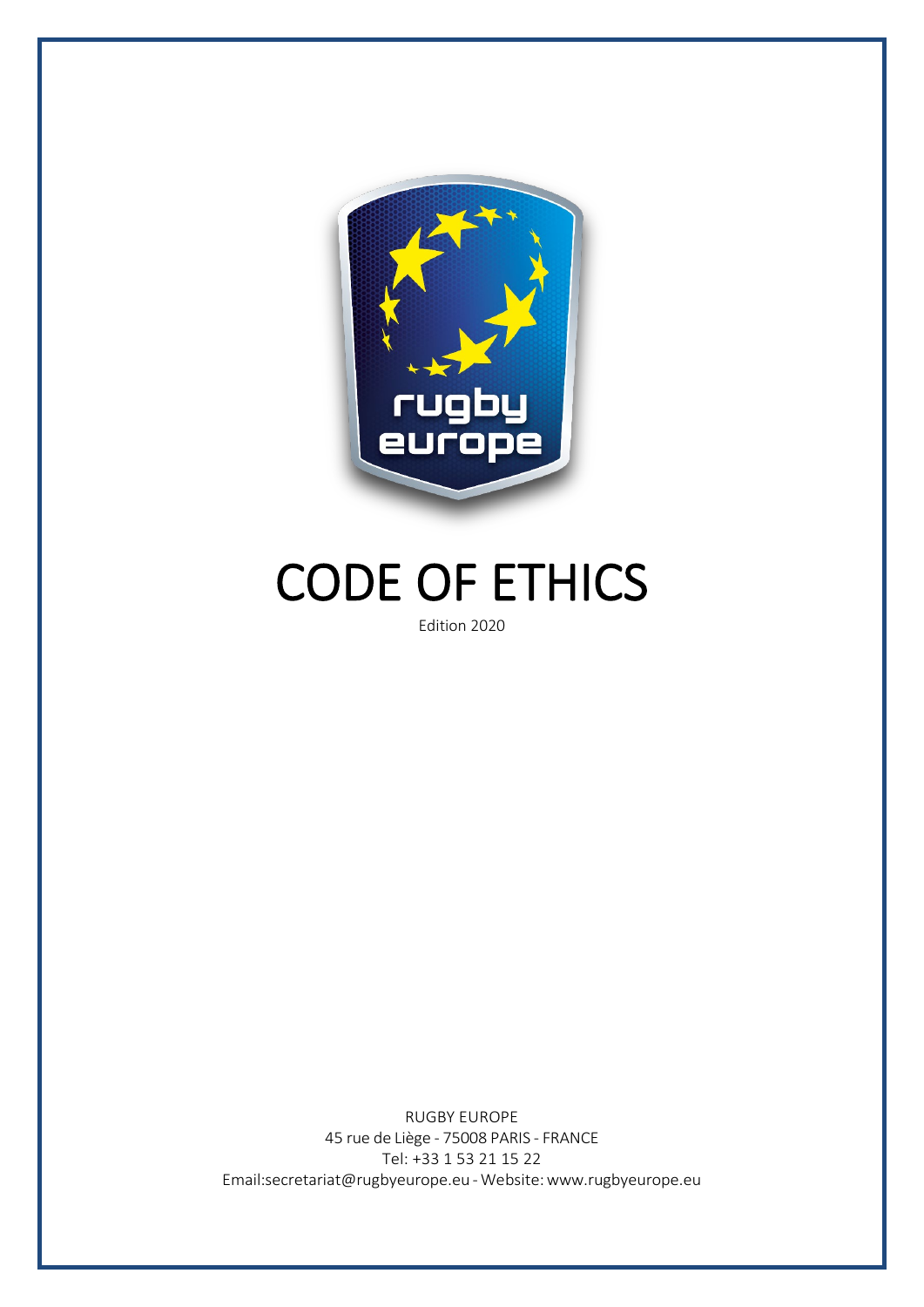# CODE OF ETHICS

Edition 2020

RUGBY EUROPE
45 rue de Liège - 75008 PARIS - FRANCE
Tel: +33 1 53 21 15 22
Email:secretariat@rugbyeurope.eu - Website: www.rugbyeurope.eu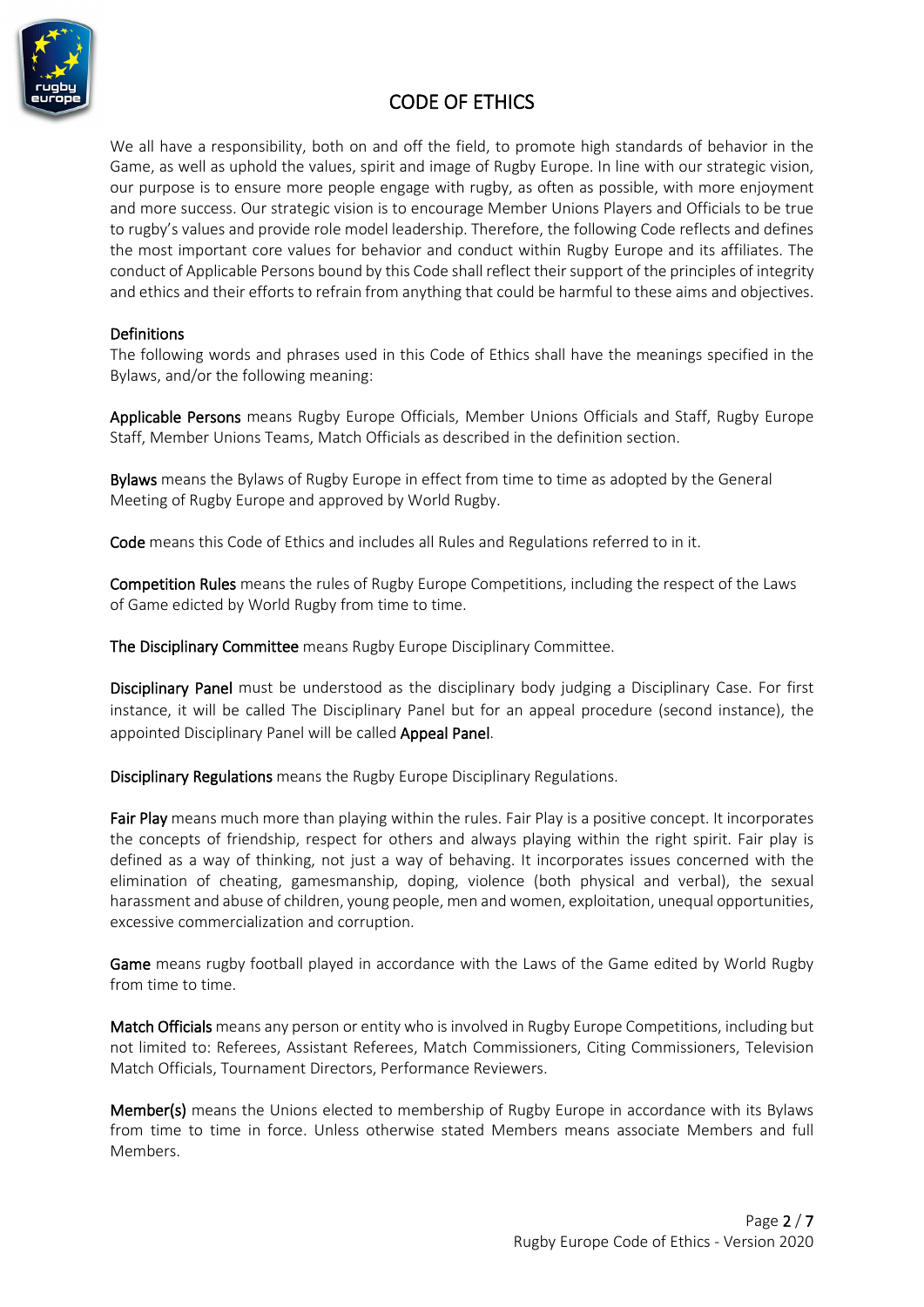# CODE OF ETHICS

We all have a responsibility, both on and off the field, to promote high standards of behavior in the Game, as well as uphold the values, spirit and image of Rugby Europe. In line with our strategic vision, our purpose is to ensure more people engage with rugby, as often as possible, with more enjoyment and more success. Our strategic vision is to encourage Member Unions Players and Officials to be true to rugby's values and provide role model leadership. Therefore, the following Code reflects and defines the most important core values for behavior and conduct within Rugby Europe and its affiliates. The conduct of Applicable Persons bound by this Code shall reflect their support of the principles of integrity and ethics and their efforts to refrain from anything that could be harmful to these aims and objectives.

## Definitions

The following words and phrases used in this Code of Ethics shall have the meanings specified in the Bylaws, and/or the following meaning:

**Applicable Persons** means Rugby Europe Officials, Member Unions Officials and Staff, Rugby Europe Staff, Member Unions Teams, Match Officials as described in the definition section.

**Bylaws** means the Bylaws of Rugby Europe in effect from time to time as adopted by the General Meeting of Rugby Europe and approved by World Rugby.

**Code** means this Code of Ethics and includes all Rules and Regulations referred to in it.

**Competition Rules** means the rules of Rugby Europe Competitions, including the respect of the Laws of Game edicted by World Rugby from time to time.

**The Disciplinary Committee** means Rugby Europe Disciplinary Committee.

**Disciplinary Panel** must be understood as the disciplinary body judging a Disciplinary Case. For first instance, it will be called The Disciplinary Panel but for an appeal procedure (second instance), the appointed Disciplinary Panel will be called **Appeal Panel**.

**Disciplinary Regulations** means the Rugby Europe Disciplinary Regulations.

**Fair Play** means much more than playing within the rules. Fair Play is a positive concept. It incorporates the concepts of friendship, respect for others and always playing within the right spirit. Fair play is defined as a way of thinking, not just a way of behaving. It incorporates issues concerned with the elimination of cheating, gamesmanship, doping, violence (both physical and verbal), the sexual harassment and abuse of children, young people, men and women, exploitation, unequal opportunities, excessive commercialization and corruption.

**Game** means rugby football played in accordance with the Laws of the Game edited by World Rugby from time to time.

**Match Officials** means any person or entity who is involved in Rugby Europe Competitions, including but not limited to: Referees, Assistant Referees, Match Commissioners, Citing Commissioners, Television Match Officials, Tournament Directors, Performance Reviewers.

**Member(s)** means the Unions elected to membership of Rugby Europe in accordance with its Bylaws from time to time in force. Unless otherwise stated Members means associate Members and full Members.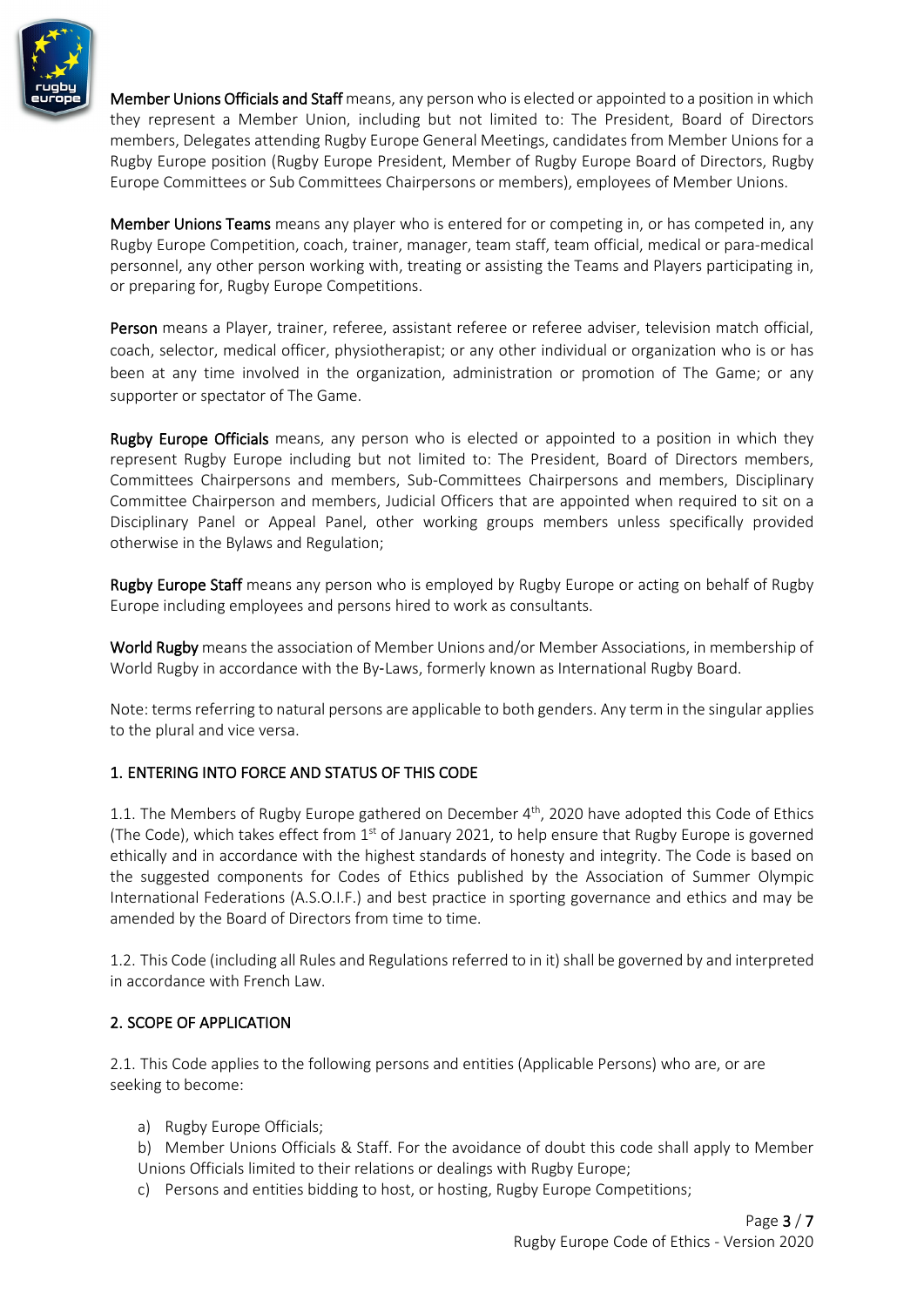**Member Unions Officials and Staff** means, any person who is elected or appointed to a position in which they represent a Member Union, including but not limited to: The President, Board of Directors members, Delegates attending Rugby Europe General Meetings, candidates from Member Unions for a Rugby Europe position (Rugby Europe President, Member of Rugby Europe Board of Directors, Rugby Europe Committees or Sub Committees Chairpersons or members), employees of Member Unions.

**Member Unions Teams** means any player who is entered for or competing in, or has competed in, any Rugby Europe Competition, coach, trainer, manager, team staff, team official, medical or para-medical personnel, any other person working with, treating or assisting the Teams and Players participating in, or preparing for, Rugby Europe Competitions.

**Person** means a Player, trainer, referee, assistant referee or referee adviser, television match official, coach, selector, medical officer, physiotherapist; or any other individual or organization who is or has been at any time involved in the organization, administration or promotion of The Game; or any supporter or spectator of The Game.

**Rugby Europe Officials** means, any person who is elected or appointed to a position in which they represent Rugby Europe including but not limited to: The President, Board of Directors members, Committees Chairpersons and members, Sub-Committees Chairpersons and members, Disciplinary Committee Chairperson and members, Judicial Officers that are appointed when required to sit on a Disciplinary Panel or Appeal Panel, other working groups members unless specifically provided otherwise in the Bylaws and Regulation;

**Rugby Europe Staff** means any person who is employed by Rugby Europe or acting on behalf of Rugby Europe including employees and persons hired to work as consultants.

**World Rugby** means the association of Member Unions and/or Member Associations, in membership of World Rugby in accordance with the By-Laws, formerly known as International Rugby Board.

Note: terms referring to natural persons are applicable to both genders. Any term in the singular applies to the plural and vice versa.

## 1. ENTERING INTO FORCE AND STATUS OF THIS CODE

1.1. The Members of Rugby Europe gathered on December 4th, 2020 have adopted this Code of Ethics (The Code), which takes effect from 1st of January 2021, to help ensure that Rugby Europe is governed ethically and in accordance with the highest standards of honesty and integrity. The Code is based on the suggested components for Codes of Ethics published by the Association of Summer Olympic International Federations (A.S.O.I.F.) and best practice in sporting governance and ethics and may be amended by the Board of Directors from time to time.

1.2. This Code (including all Rules and Regulations referred to in it) shall be governed by and interpreted in accordance with French Law.

## 2. SCOPE OF APPLICATION

2.1. This Code applies to the following persons and entities (Applicable Persons) who are, or are seeking to become:

a) Rugby Europe Officials;

b) Member Unions Officials & Staff. For the avoidance of doubt this code shall apply to Member Unions Officials limited to their relations or dealings with Rugby Europe;

c) Persons and entities bidding to host, or hosting, Rugby Europe Competitions;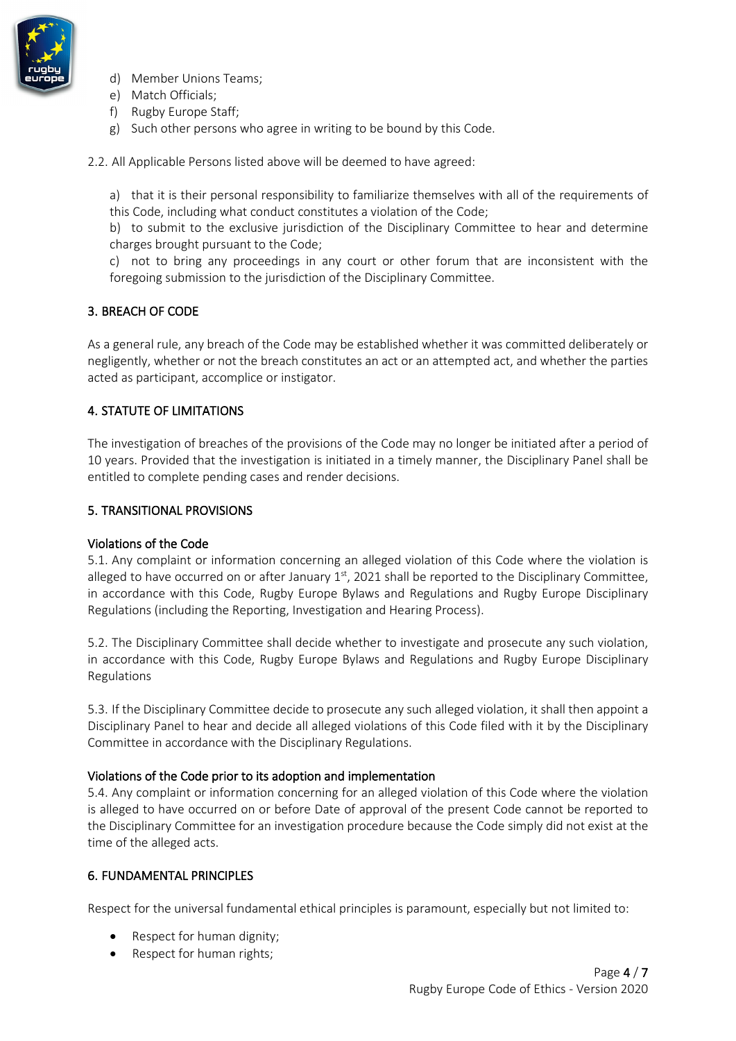d) Member Unions Teams;
e) Match Officials;
f) Rugby Europe Staff;
g) Such other persons who agree in writing to be bound by this Code.

2.2. All Applicable Persons listed above will be deemed to have agreed:

a) that it is their personal responsibility to familiarize themselves with all of the requirements of this Code, including what conduct constitutes a violation of the Code;
b) to submit to the exclusive jurisdiction of the Disciplinary Committee to hear and determine charges brought pursuant to the Code;
c) not to bring any proceedings in any court or other forum that are inconsistent with the foregoing submission to the jurisdiction of the Disciplinary Committee.

## 3. BREACH OF CODE

As a general rule, any breach of the Code may be established whether it was committed deliberately or negligently, whether or not the breach constitutes an act or an attempted act, and whether the parties acted as participant, accomplice or instigator.

## 4. STATUTE OF LIMITATIONS

The investigation of breaches of the provisions of the Code may no longer be initiated after a period of 10 years. Provided that the investigation is initiated in a timely manner, the Disciplinary Panel shall be entitled to complete pending cases and render decisions.

## 5. TRANSITIONAL PROVISIONS

### Violations of the Code

5.1. Any complaint or information concerning an alleged violation of this Code where the violation is alleged to have occurred on or after January 1st, 2021 shall be reported to the Disciplinary Committee, in accordance with this Code, Rugby Europe Bylaws and Regulations and Rugby Europe Disciplinary Regulations (including the Reporting, Investigation and Hearing Process).

5.2. The Disciplinary Committee shall decide whether to investigate and prosecute any such violation, in accordance with this Code, Rugby Europe Bylaws and Regulations and Rugby Europe Disciplinary Regulations

5.3. If the Disciplinary Committee decide to prosecute any such alleged violation, it shall then appoint a Disciplinary Panel to hear and decide all alleged violations of this Code filed with it by the Disciplinary Committee in accordance with the Disciplinary Regulations.

### Violations of the Code prior to its adoption and implementation

5.4. Any complaint or information concerning for an alleged violation of this Code where the violation is alleged to have occurred on or before Date of approval of the present Code cannot be reported to the Disciplinary Committee for an investigation procedure because the Code simply did not exist at the time of the alleged acts.

## 6. FUNDAMENTAL PRINCIPLES

Respect for the universal fundamental ethical principles is paramount, especially but not limited to:

- Respect for human dignity;
- Respect for human rights;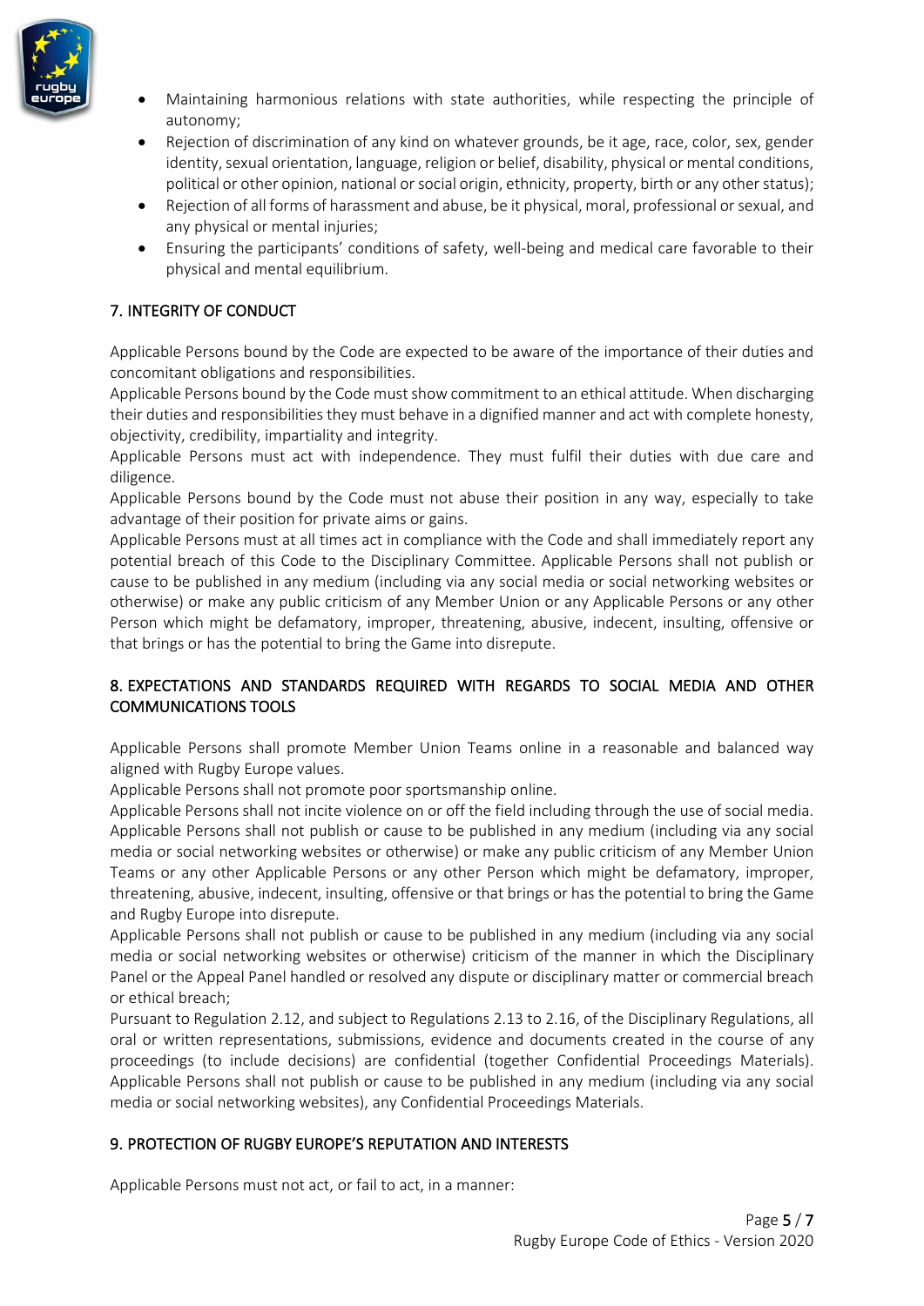- Maintaining harmonious relations with state authorities, while respecting the principle of autonomy;
- Rejection of discrimination of any kind on whatever grounds, be it age, race, color, sex, gender identity, sexual orientation, language, religion or belief, disability, physical or mental conditions, political or other opinion, national or social origin, ethnicity, property, birth or any other status);
- Rejection of all forms of harassment and abuse, be it physical, moral, professional or sexual, and any physical or mental injuries;
- Ensuring the participants' conditions of safety, well-being and medical care favorable to their physical and mental equilibrium.

## 7. INTEGRITY OF CONDUCT

Applicable Persons bound by the Code are expected to be aware of the importance of their duties and concomitant obligations and responsibilities.

Applicable Persons bound by the Code must show commitment to an ethical attitude. When discharging their duties and responsibilities they must behave in a dignified manner and act with complete honesty, objectivity, credibility, impartiality and integrity.

Applicable Persons must act with independence. They must fulfil their duties with due care and diligence.

Applicable Persons bound by the Code must not abuse their position in any way, especially to take advantage of their position for private aims or gains.

Applicable Persons must at all times act in compliance with the Code and shall immediately report any potential breach of this Code to the Disciplinary Committee. Applicable Persons shall not publish or cause to be published in any medium (including via any social media or social networking websites or otherwise) or make any public criticism of any Member Union or any Applicable Persons or any other Person which might be defamatory, improper, threatening, abusive, indecent, insulting, offensive or that brings or has the potential to bring the Game into disrepute.

## 8. EXPECTATIONS AND STANDARDS REQUIRED WITH REGARDS TO SOCIAL MEDIA AND OTHER COMMUNICATIONS TOOLS

Applicable Persons shall promote Member Union Teams online in a reasonable and balanced way aligned with Rugby Europe values.

Applicable Persons shall not promote poor sportsmanship online.

Applicable Persons shall not incite violence on or off the field including through the use of social media.

Applicable Persons shall not publish or cause to be published in any medium (including via any social media or social networking websites or otherwise) or make any public criticism of any Member Union Teams or any other Applicable Persons or any other Person which might be defamatory, improper, threatening, abusive, indecent, insulting, offensive or that brings or has the potential to bring the Game and Rugby Europe into disrepute.

Applicable Persons shall not publish or cause to be published in any medium (including via any social media or social networking websites or otherwise) criticism of the manner in which the Disciplinary Panel or the Appeal Panel handled or resolved any dispute or disciplinary matter or commercial breach or ethical breach;

Pursuant to Regulation 2.12, and subject to Regulations 2.13 to 2.16, of the Disciplinary Regulations, all oral or written representations, submissions, evidence and documents created in the course of any proceedings (to include decisions) are confidential (together Confidential Proceedings Materials). Applicable Persons shall not publish or cause to be published in any medium (including via any social media or social networking websites), any Confidential Proceedings Materials.

## 9. PROTECTION OF RUGBY EUROPE'S REPUTATION AND INTERESTS

Applicable Persons must not act, or fail to act, in a manner: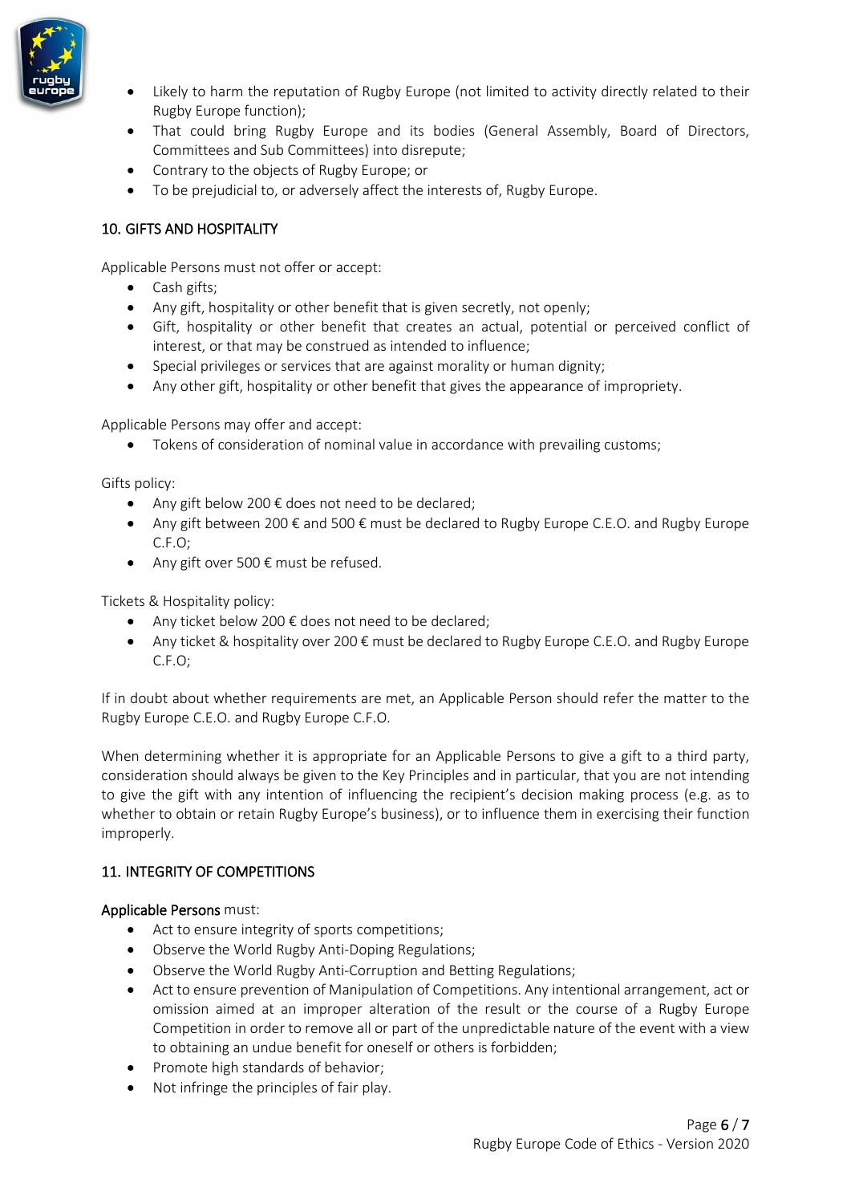- Likely to harm the reputation of Rugby Europe (not limited to activity directly related to their Rugby Europe function);
- That could bring Rugby Europe and its bodies (General Assembly, Board of Directors, Committees and Sub Committees) into disrepute;
- Contrary to the objects of Rugby Europe; or
- To be prejudicial to, or adversely affect the interests of, Rugby Europe.

## 10. GIFTS AND HOSPITALITY

Applicable Persons must not offer or accept:

- Cash gifts;
- Any gift, hospitality or other benefit that is given secretly, not openly;
- Gift, hospitality or other benefit that creates an actual, potential or perceived conflict of interest, or that may be construed as intended to influence;
- Special privileges or services that are against morality or human dignity;
- Any other gift, hospitality or other benefit that gives the appearance of impropriety.

Applicable Persons may offer and accept:

- Tokens of consideration of nominal value in accordance with prevailing customs;

Gifts policy:

- Any gift below 200 € does not need to be declared;
- Any gift between 200 € and 500 € must be declared to Rugby Europe C.E.O. and Rugby Europe C.F.O;
- Any gift over 500 € must be refused.

Tickets & Hospitality policy:

- Any ticket below 200 € does not need to be declared;
- Any ticket & hospitality over 200 € must be declared to Rugby Europe C.E.O. and Rugby Europe C.F.O;

If in doubt about whether requirements are met, an Applicable Person should refer the matter to the Rugby Europe C.E.O. and Rugby Europe C.F.O.

When determining whether it is appropriate for an Applicable Persons to give a gift to a third party, consideration should always be given to the Key Principles and in particular, that you are not intending to give the gift with any intention of influencing the recipient's decision making process (e.g. as to whether to obtain or retain Rugby Europe's business), or to influence them in exercising their function improperly.

## 11. INTEGRITY OF COMPETITIONS

Applicable Persons must:

- Act to ensure integrity of sports competitions;
- Observe the World Rugby Anti-Doping Regulations;
- Observe the World Rugby Anti-Corruption and Betting Regulations;
- Act to ensure prevention of Manipulation of Competitions. Any intentional arrangement, act or omission aimed at an improper alteration of the result or the course of a Rugby Europe Competition in order to remove all or part of the unpredictable nature of the event with a view to obtaining an undue benefit for oneself or others is forbidden;
- Promote high standards of behavior;
- Not infringe the principles of fair play.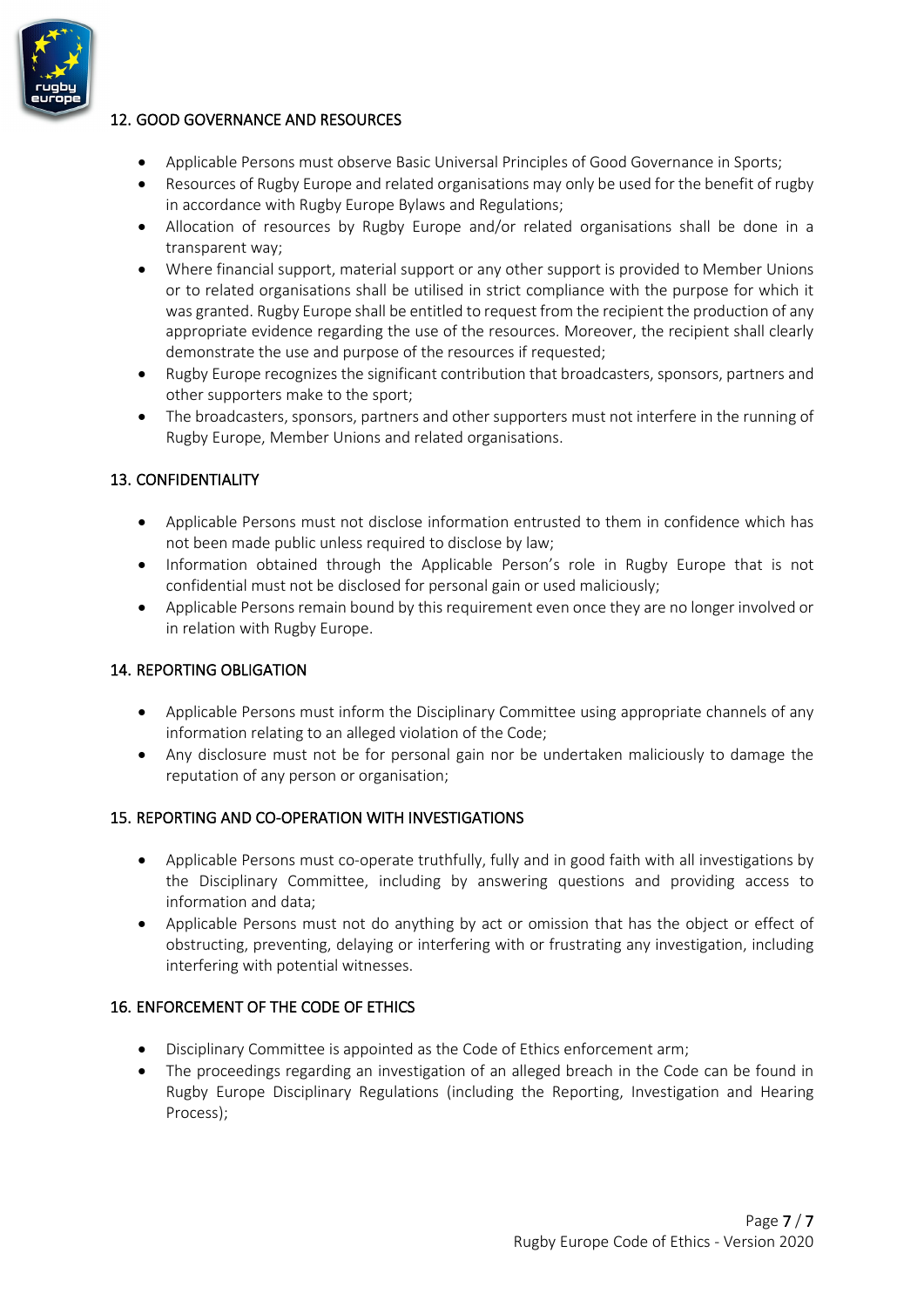## 12. GOOD GOVERNANCE AND RESOURCES

- Applicable Persons must observe Basic Universal Principles of Good Governance in Sports;
- Resources of Rugby Europe and related organisations may only be used for the benefit of rugby in accordance with Rugby Europe Bylaws and Regulations;
- Allocation of resources by Rugby Europe and/or related organisations shall be done in a transparent way;
- Where financial support, material support or any other support is provided to Member Unions or to related organisations shall be utilised in strict compliance with the purpose for which it was granted. Rugby Europe shall be entitled to request from the recipient the production of any appropriate evidence regarding the use of the resources. Moreover, the recipient shall clearly demonstrate the use and purpose of the resources if requested;
- Rugby Europe recognizes the significant contribution that broadcasters, sponsors, partners and other supporters make to the sport;
- The broadcasters, sponsors, partners and other supporters must not interfere in the running of Rugby Europe, Member Unions and related organisations.

## 13. CONFIDENTIALITY

- Applicable Persons must not disclose information entrusted to them in confidence which has not been made public unless required to disclose by law;
- Information obtained through the Applicable Person's role in Rugby Europe that is not confidential must not be disclosed for personal gain or used maliciously;
- Applicable Persons remain bound by this requirement even once they are no longer involved or in relation with Rugby Europe.

## 14. REPORTING OBLIGATION

- Applicable Persons must inform the Disciplinary Committee using appropriate channels of any information relating to an alleged violation of the Code;
- Any disclosure must not be for personal gain nor be undertaken maliciously to damage the reputation of any person or organisation;

## 15. REPORTING AND CO-OPERATION WITH INVESTIGATIONS

- Applicable Persons must co-operate truthfully, fully and in good faith with all investigations by the Disciplinary Committee, including by answering questions and providing access to information and data;
- Applicable Persons must not do anything by act or omission that has the object or effect of obstructing, preventing, delaying or interfering with or frustrating any investigation, including interfering with potential witnesses.

## 16. ENFORCEMENT OF THE CODE OF ETHICS

- Disciplinary Committee is appointed as the Code of Ethics enforcement arm;
- The proceedings regarding an investigation of an alleged breach in the Code can be found in Rugby Europe Disciplinary Regulations (including the Reporting, Investigation and Hearing Process);